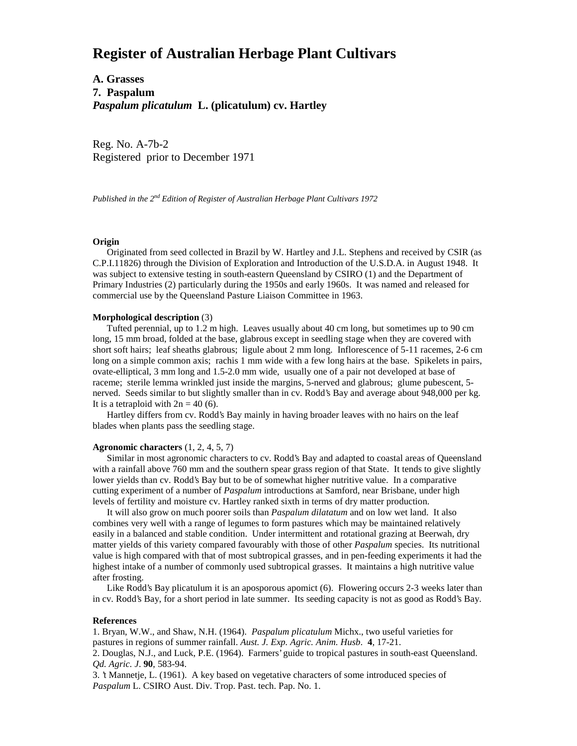# Register of Australian Herbage Plant Cultivars

**A. Grasses**
**7. Paspalum**
***Paspalum plicatulum* L. (plicatulum) cv. Hartley**

Reg. No. A-7b-2
Registered prior to December 1971

*Published in the 2nd Edition of Register of Australian Herbage Plant Cultivars 1972*

**Origin**

Originated from seed collected in Brazil by W. Hartley and J.L. Stephens and received by CSIR (as C.P.I.11826) through the Division of Exploration and Introduction of the U.S.D.A. in August 1948. It was subject to extensive testing in south-eastern Queensland by CSIRO (1) and the Department of Primary Industries (2) particularly during the 1950s and early 1960s. It was named and released for commercial use by the Queensland Pasture Liaison Committee in 1963.

**Morphological description** (3)

Tufted perennial, up to 1.2 m high. Leaves usually about 40 cm long, but sometimes up to 90 cm long, 15 mm broad, folded at the base, glabrous except in seedling stage when they are covered with short soft hairs; leaf sheaths glabrous; ligule about 2 mm long. Inflorescence of 5-11 racemes, 2-6 cm long on a simple common axis; rachis 1 mm wide with a few long hairs at the base. Spikelets in pairs, ovate-elliptical, 3 mm long and 1.5-2.0 mm wide, usually one of a pair not developed at base of raceme; sterile lemma wrinkled just inside the margins, 5-nerved and glabrous; glume pubescent, 5-nerved. Seeds similar to but slightly smaller than in cv. Rodd's Bay and average about 948,000 per kg. It is a tetraploid with $2n = 40$ (6).

Hartley differs from cv. Rodd's Bay mainly in having broader leaves with no hairs on the leaf blades when plants pass the seedling stage.

**Agronomic characters** (1, 2, 4, 5, 7)

Similar in most agronomic characters to cv. Rodd's Bay and adapted to coastal areas of Queensland with a rainfall above 760 mm and the southern spear grass region of that State. It tends to give slightly lower yields than cv. Rodd's Bay but to be of somewhat higher nutritive value. In a comparative cutting experiment of a number of *Paspalum* introductions at Samford, near Brisbane, under high levels of fertility and moisture cv. Hartley ranked sixth in terms of dry matter production.

It will also grow on much poorer soils than *Paspalum dilatatum* and on low wet land. It also combines very well with a range of legumes to form pastures which may be maintained relatively easily in a balanced and stable condition. Under intermittent and rotational grazing at Beerwah, dry matter yields of this variety compared favourably with those of other *Paspalum* species. Its nutritional value is high compared with that of most subtropical grasses, and in pen-feeding experiments it had the highest intake of a number of commonly used subtropical grasses. It maintains a high nutritive value after frosting.

Like Rodd's Bay plicatulum it is an aposporous apomict (6). Flowering occurs 2-3 weeks later than in cv. Rodd's Bay, for a short period in late summer. Its seeding capacity is not as good as Rodd's Bay.

**References**

1. Bryan, W.W., and Shaw, N.H. (1964). *Paspalum plicatulum* Michx., two useful varieties for pastures in regions of summer rainfall. *Aust. J. Exp. Agric. Anim. Husb*. **4**, 17-21.
2. Douglas, N.J., and Luck, P.E. (1964). Farmers' guide to tropical pastures in south-east Queensland. *Qd. Agric. J*. **90**, 583-94.
3. 't Mannetje, L. (1961). A key based on vegetative characters of some introduced species of *Paspalum* L. CSIRO Aust. Div. Trop. Past. tech. Pap. No. 1.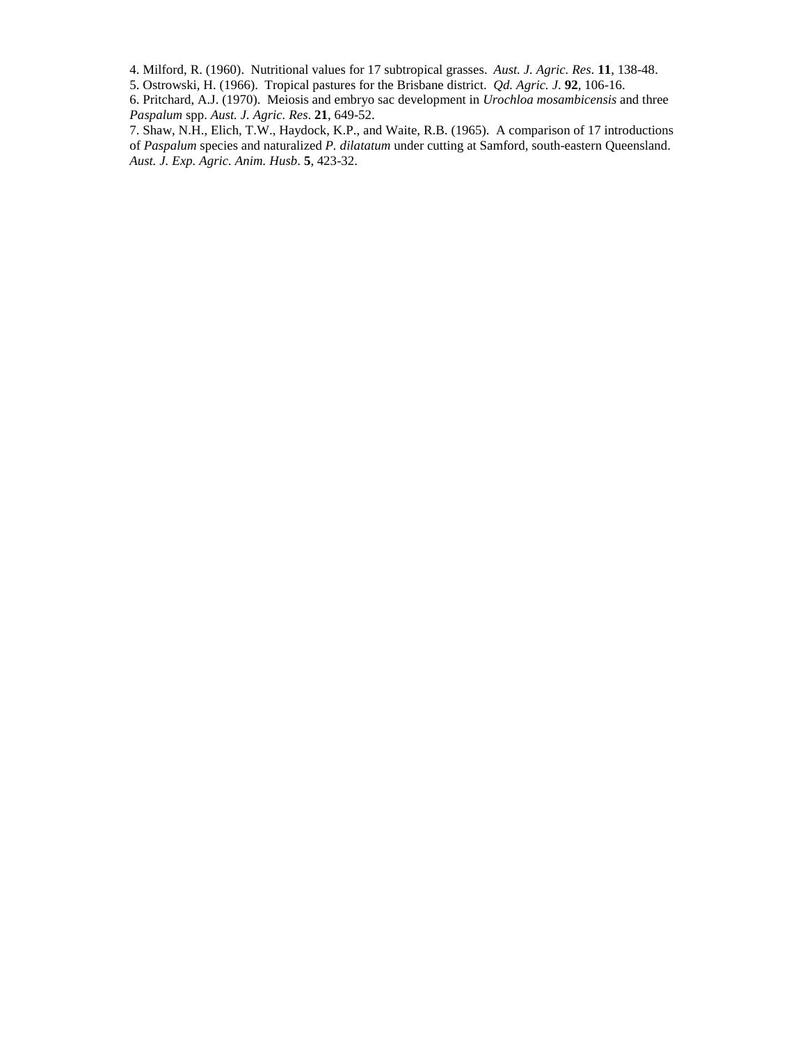4. Milford, R. (1960). Nutritional values for 17 subtropical grasses. *Aust. J. Agric. Res*. **11**, 138-48.
5. Ostrowski, H. (1966). Tropical pastures for the Brisbane district. *Qd. Agric. J*. **92**, 106-16.
6. Pritchard, A.J. (1970). Meiosis and embryo sac development in *Urochloa mosambicensis* and three *Paspalum* spp. *Aust. J. Agric. Res*. **21**, 649-52.
7. Shaw, N.H., Elich, T.W., Haydock, K.P., and Waite, R.B. (1965). A comparison of 17 introductions of *Paspalum* species and naturalized *P. dilatatum* under cutting at Samford, south-eastern Queensland. *Aust. J. Exp. Agric. Anim. Husb*. **5**, 423-32.